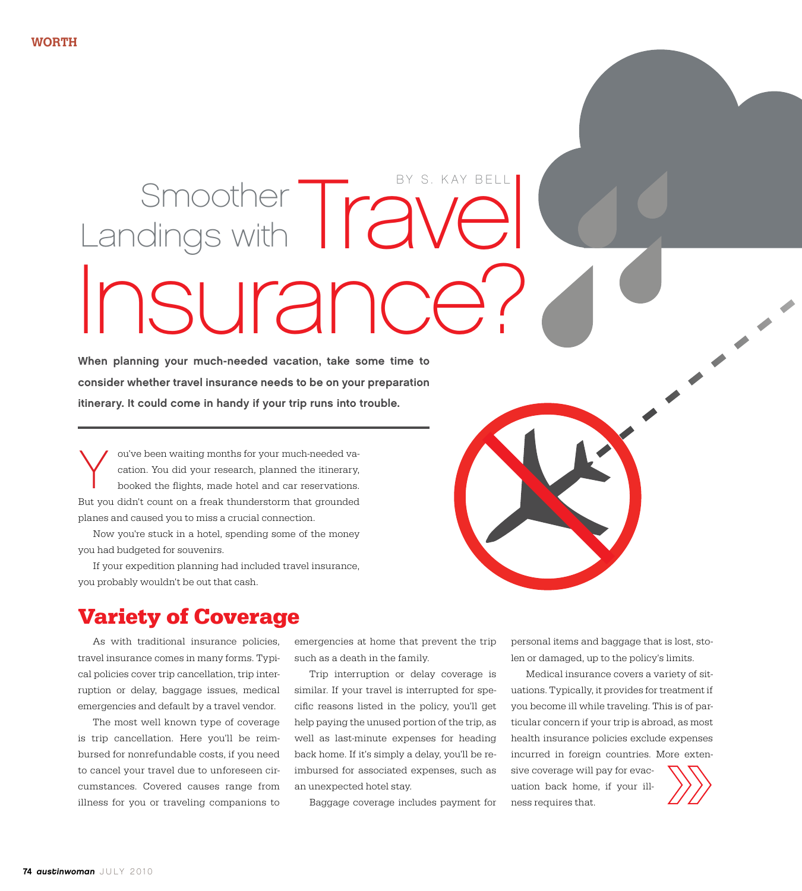# Smoother Landings with Travel Insurance?

BY S. KAY BELL

**When planning your much-needed vacation, take some time to consider whether travel insurance needs to be on your preparation itinerary. It could come in handy if your trip runs into trouble.**

You've been waiting months for your much-needed vacation. You did your research, planned the itinerary, booked the flights, made hotel and car reservations. But you didn't count on a freak thunderstorm that grounded planes and caused you to miss a crucial connection.

Now you're stuck in a hotel, spending some of the money you had budgeted for souvenirs.

If your expedition planning had included travel insurance, you probably wouldn't be out that cash.

## Variety of Coverage

As with traditional insurance policies, travel insurance comes in many forms. Typical policies cover trip cancellation, trip interruption or delay, baggage issues, medical emergencies and default by a travel vendor.

The most well known type of coverage is trip cancellation. Here you'll be reimbursed for nonrefundable costs, if you need to cancel your travel due to unforeseen circumstances. Covered causes range from illness for you or traveling companions to emergencies at home that prevent the trip such as a death in the family.

Trip interruption or delay coverage is similar. If your travel is interrupted for specific reasons listed in the policy, you'll get help paying the unused portion of the trip, as well as last-minute expenses for heading back home. If it's simply a delay, you'll be reimbursed for associated expenses, such as an unexpected hotel stay.

Baggage coverage includes payment for personal items and baggage that is lost, stolen or damaged, up to the policy's limits.

Medical insurance covers a variety of situations. Typically, it provides for treatment if you become ill while traveling. This is of particular concern if your trip is abroad, as most health insurance policies exclude expenses incurred in foreign countries. More extensive coverage will pay for evacuation back home, if your illness requires that.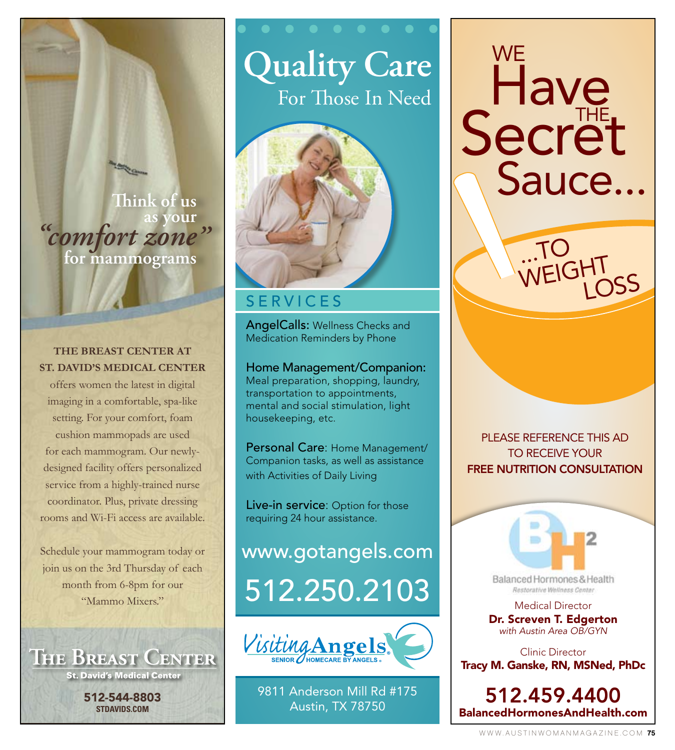Think of us as your *"comfort zone"* for mammograms

**THE BREAST CENTER AT ST. DAVID'S MEDICAL CENTER** offers women the latest in digital imaging in a comfortable, spa-like setting. For your comfort, foam cushion mammopads are used for each mammogram. Our newly-designed facility offers personalized service from a highly-trained nurse coordinator. Plus, private dressing rooms and Wi-Fi access are available.

Schedule your mammogram today or join us on the 3rd Thursday of each month from 6-8pm for our "Mammo Mixers."

**THE BREAST CENTER**
**St. David's Medical Center**

**512-544-8803**
**STDAVIDS.COM**

---

# Quality Care

## For Those In Need

### SERVICES

**AngelCalls:** Wellness Checks and Medication Reminders by Phone

**Home Management/Companion:** Meal preparation, shopping, laundry, transportation to appointments, mental and social stimulation, light housekeeping, etc.

**Personal Care:** Home Management/ Companion tasks, as well as assistance with Activities of Daily Living

**Live-in service:** Option for those requiring 24 hour assistance.

www.gotangels.com

512.250.2103

Visiting Angels® SENIOR HOMECARE BY ANGELS®

9811 Anderson Mill Rd #175
Austin, TX 78750

---

# WE Have THE Secret Sauce...

...TO WEIGHT LOSS

PLEASE REFERENCE THIS AD TO RECEIVE YOUR **FREE NUTRITION CONSULTATION**

BH2 Balanced Hormones & Health
*Restorative Wellness Center*

Medical Director
**Dr. Screven T. Edgerton**
*with Austin Area OB/GYN*

Clinic Director
**Tracy M. Ganske, RN, MSNed, PhDc**

**512.459.4400**
**BalancedHormonesAndHealth.com**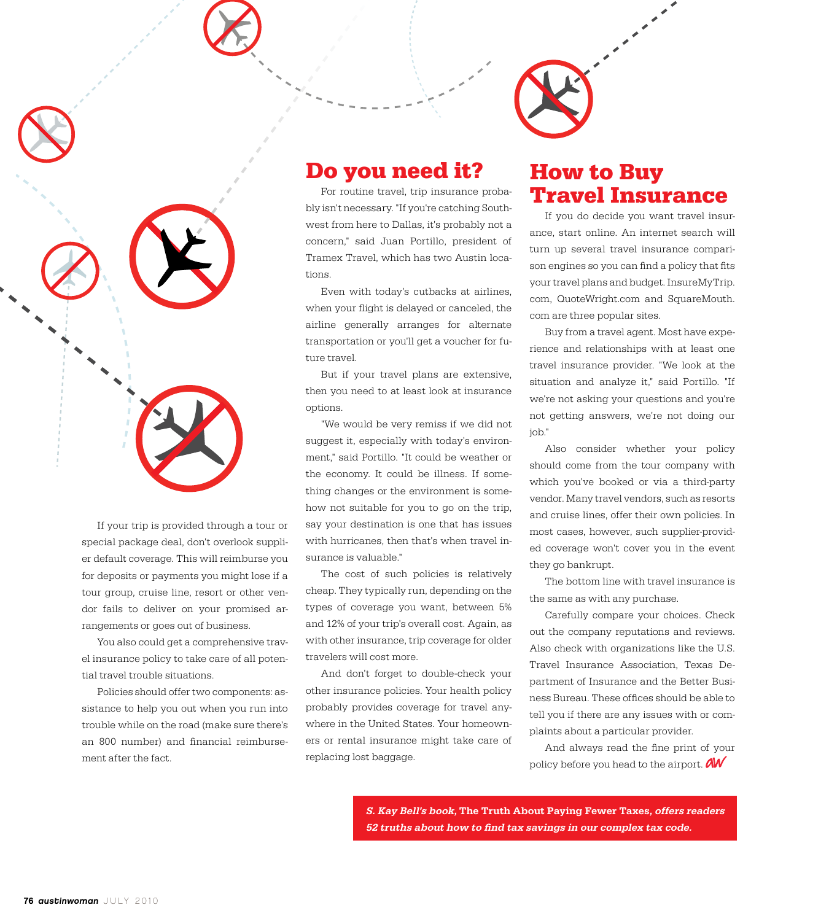If your trip is provided through a tour or special package deal, don't overlook supplier default coverage. This will reimburse you for deposits or payments you might lose if a tour group, cruise line, resort or other vendor fails to deliver on your promised arrangements or goes out of business.

You also could get a comprehensive travel insurance policy to take care of all potential travel trouble situations.

Policies should offer two components: assistance to help you out when you run into trouble while on the road (make sure there's an 800 number) and financial reimbursement after the fact.

## Do you need it?

For routine travel, trip insurance probably isn't necessary. "If you're catching Southwest from here to Dallas, it's probably not a concern," said Juan Portillo, president of Tramex Travel, which has two Austin locations.

Even with today's cutbacks at airlines, when your flight is delayed or canceled, the airline generally arranges for alternate transportation or you'll get a voucher for future travel.

But if your travel plans are extensive, then you need to at least look at insurance options.

"We would be very remiss if we did not suggest it, especially with today's environment," said Portillo. "It could be weather or the economy. It could be illness. If something changes or the environment is somehow not suitable for you to go on the trip, say your destination is one that has issues with hurricanes, then that's when travel insurance is valuable."

The cost of such policies is relatively cheap. They typically run, depending on the types of coverage you want, between 5% and 12% of your trip's overall cost. Again, as with other insurance, trip coverage for older travelers will cost more.

And don't forget to double-check your other insurance policies. Your health policy probably provides coverage for travel anywhere in the United States. Your homeowners or rental insurance might take care of replacing lost baggage.

## How to Buy Travel Insurance

If you do decide you want travel insurance, start online. An internet search will turn up several travel insurance comparison engines so you can find a policy that fits your travel plans and budget. InsureMyTrip.com, QuoteWright.com and SquareMouth.com are three popular sites.

Buy from a travel agent. Most have experience and relationships with at least one travel insurance provider. "We look at the situation and analyze it," said Portillo. "If we're not asking your questions and you're not getting answers, we're not doing our job."

Also consider whether your policy should come from the tour company with which you've booked or via a third-party vendor. Many travel vendors, such as resorts and cruise lines, offer their own policies. In most cases, however, such supplier-provided coverage won't cover you in the event they go bankrupt.

The bottom line with travel insurance is the same as with any purchase.

Carefully compare your choices. Check out the company reputations and reviews. Also check with organizations like the U.S. Travel Insurance Association, Texas Department of Insurance and the Better Business Bureau. These offices should be able to tell you if there are any issues with or complaints about a particular provider.

And always read the fine print of your policy before you head to the airport. AW

***S. Kay Bell's book,* The Truth About Paying Fewer Taxes, *offers readers 52 truths about how to find tax savings in our complex tax code.***